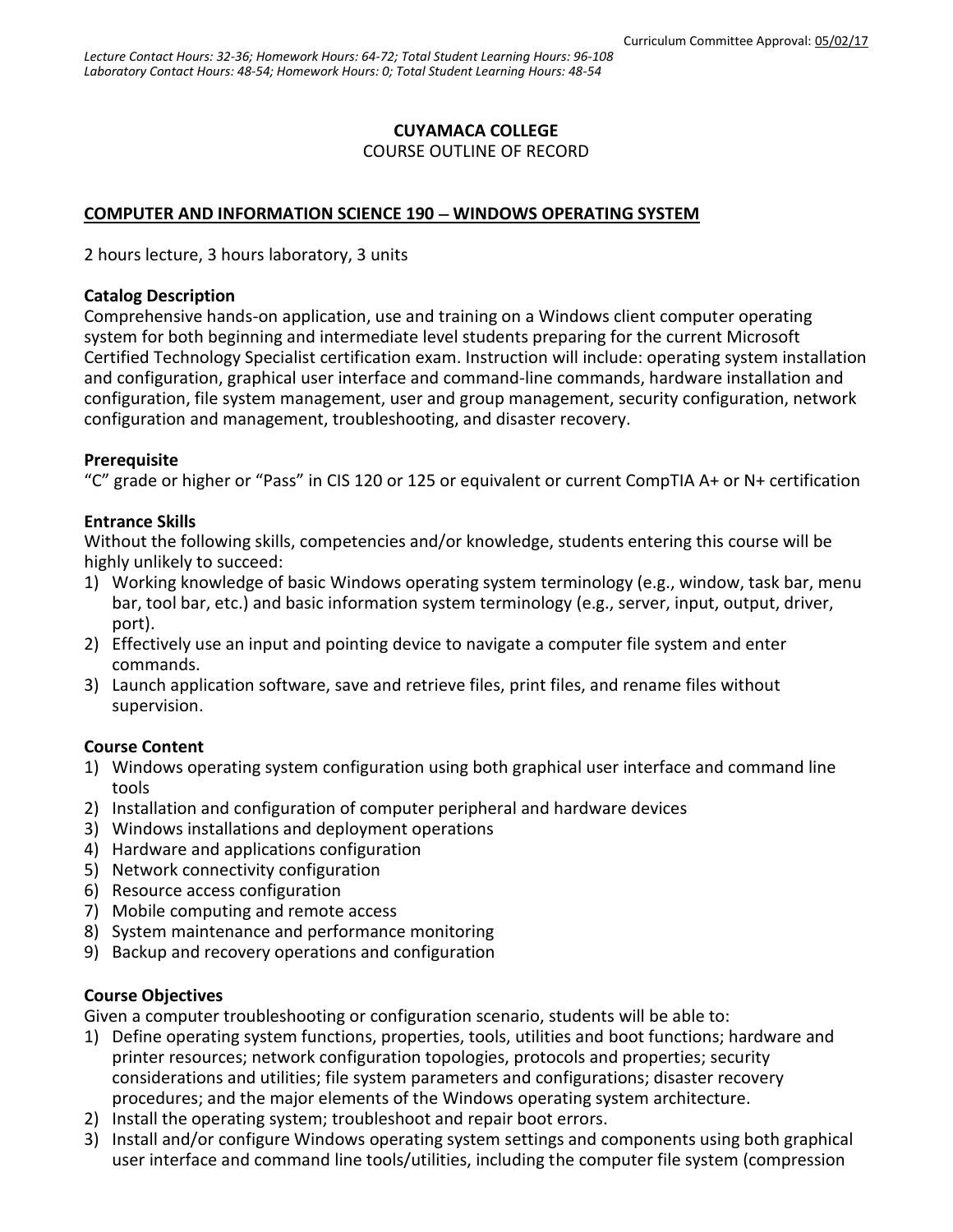Curriculum Committee Approval: 05/02/17

*Lecture Contact Hours: 32-36; Homework Hours: 64-72; Total Student Learning Hours: 96-108*
*Laboratory Contact Hours: 48-54; Homework Hours: 0; Total Student Learning Hours: 48-54*

**CUYAMACA COLLEGE**
COURSE OUTLINE OF RECORD

**COMPUTER AND INFORMATION SCIENCE 190 – WINDOWS OPERATING SYSTEM**

2 hours lecture, 3 hours laboratory, 3 units

**Catalog Description**
Comprehensive hands-on application, use and training on a Windows client computer operating system for both beginning and intermediate level students preparing for the current Microsoft Certified Technology Specialist certification exam. Instruction will include: operating system installation and configuration, graphical user interface and command-line commands, hardware installation and configuration, file system management, user and group management, security configuration, network configuration and management, troubleshooting, and disaster recovery.

**Prerequisite**
"C" grade or higher or "Pass" in CIS 120 or 125 or equivalent or current CompTIA A+ or N+ certification

**Entrance Skills**
Without the following skills, competencies and/or knowledge, students entering this course will be highly unlikely to succeed:

1) Working knowledge of basic Windows operating system terminology (e.g., window, task bar, menu bar, tool bar, etc.) and basic information system terminology (e.g., server, input, output, driver, port).
2) Effectively use an input and pointing device to navigate a computer file system and enter commands.
3) Launch application software, save and retrieve files, print files, and rename files without supervision.

**Course Content**

1) Windows operating system configuration using both graphical user interface and command line tools
2) Installation and configuration of computer peripheral and hardware devices
3) Windows installations and deployment operations
4) Hardware and applications configuration
5) Network connectivity configuration
6) Resource access configuration
7) Mobile computing and remote access
8) System maintenance and performance monitoring
9) Backup and recovery operations and configuration

**Course Objectives**
Given a computer troubleshooting or configuration scenario, students will be able to:

1) Define operating system functions, properties, tools, utilities and boot functions; hardware and printer resources; network configuration topologies, protocols and properties; security considerations and utilities; file system parameters and configurations; disaster recovery procedures; and the major elements of the Windows operating system architecture.
2) Install the operating system; troubleshoot and repair boot errors.
3) Install and/or configure Windows operating system settings and components using both graphical user interface and command line tools/utilities, including the computer file system (compression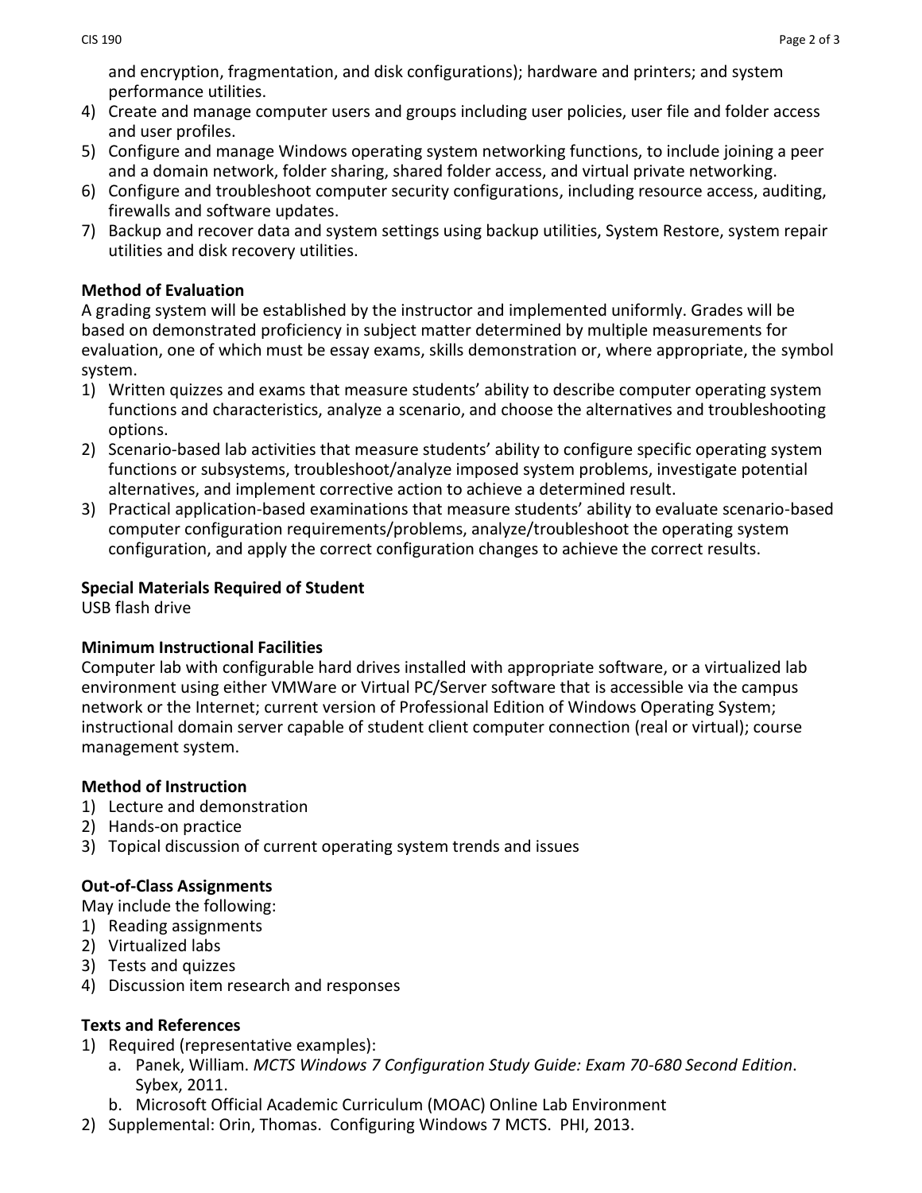and encryption, fragmentation, and disk configurations); hardware and printers; and system performance utilities.

4) Create and manage computer users and groups including user policies, user file and folder access and user profiles.
5) Configure and manage Windows operating system networking functions, to include joining a peer and a domain network, folder sharing, shared folder access, and virtual private networking.
6) Configure and troubleshoot computer security configurations, including resource access, auditing, firewalls and software updates.
7) Backup and recover data and system settings using backup utilities, System Restore, system repair utilities and disk recovery utilities.

**Method of Evaluation**

A grading system will be established by the instructor and implemented uniformly. Grades will be based on demonstrated proficiency in subject matter determined by multiple measurements for evaluation, one of which must be essay exams, skills demonstration or, where appropriate, the symbol system.

1) Written quizzes and exams that measure students' ability to describe computer operating system functions and characteristics, analyze a scenario, and choose the alternatives and troubleshooting options.
2) Scenario-based lab activities that measure students' ability to configure specific operating system functions or subsystems, troubleshoot/analyze imposed system problems, investigate potential alternatives, and implement corrective action to achieve a determined result.
3) Practical application-based examinations that measure students' ability to evaluate scenario-based computer configuration requirements/problems, analyze/troubleshoot the operating system configuration, and apply the correct configuration changes to achieve the correct results.

**Special Materials Required of Student**

USB flash drive

**Minimum Instructional Facilities**

Computer lab with configurable hard drives installed with appropriate software, or a virtualized lab environment using either VMWare or Virtual PC/Server software that is accessible via the campus network or the Internet; current version of Professional Edition of Windows Operating System; instructional domain server capable of student client computer connection (real or virtual); course management system.

**Method of Instruction**

1) Lecture and demonstration
2) Hands-on practice
3) Topical discussion of current operating system trends and issues

**Out-of-Class Assignments**

May include the following:

1) Reading assignments
2) Virtualized labs
3) Tests and quizzes
4) Discussion item research and responses

**Texts and References**

1) Required (representative examples):
   a. Panek, William. *MCTS Windows 7 Configuration Study Guide: Exam 70-680 Second Edition*. Sybex, 2011.
   b. Microsoft Official Academic Curriculum (MOAC) Online Lab Environment
2) Supplemental: Orin, Thomas. Configuring Windows 7 MCTS. PHI, 2013.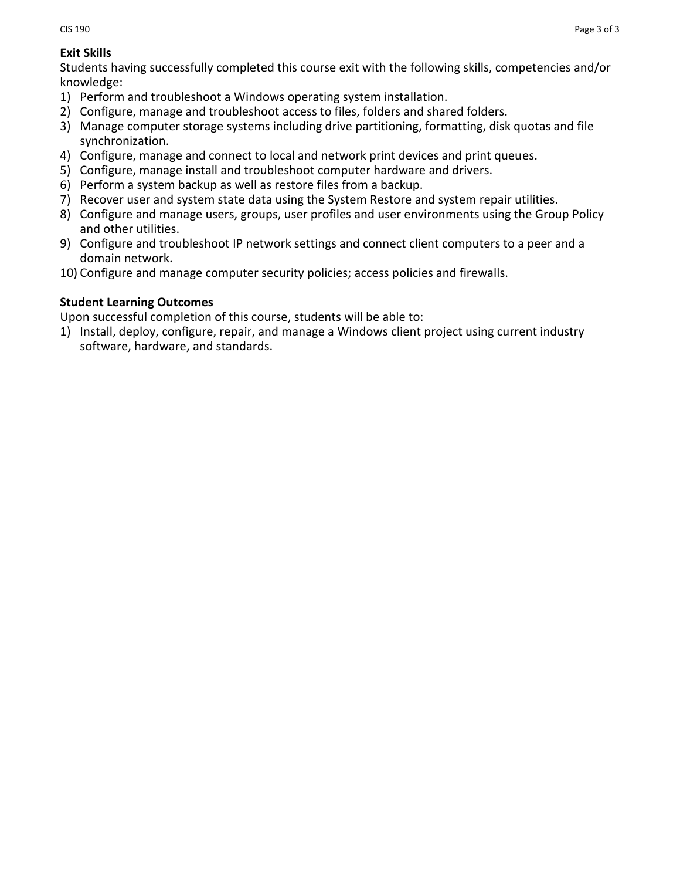**Exit Skills**

Students having successfully completed this course exit with the following skills, competencies and/or knowledge:

1) Perform and troubleshoot a Windows operating system installation.
2) Configure, manage and troubleshoot access to files, folders and shared folders.
3) Manage computer storage systems including drive partitioning, formatting, disk quotas and file synchronization.
4) Configure, manage and connect to local and network print devices and print queues.
5) Configure, manage install and troubleshoot computer hardware and drivers.
6) Perform a system backup as well as restore files from a backup.
7) Recover user and system state data using the System Restore and system repair utilities.
8) Configure and manage users, groups, user profiles and user environments using the Group Policy and other utilities.
9) Configure and troubleshoot IP network settings and connect client computers to a peer and a domain network.
10) Configure and manage computer security policies; access policies and firewalls.

**Student Learning Outcomes**

Upon successful completion of this course, students will be able to:

1) Install, deploy, configure, repair, and manage a Windows client project using current industry software, hardware, and standards.